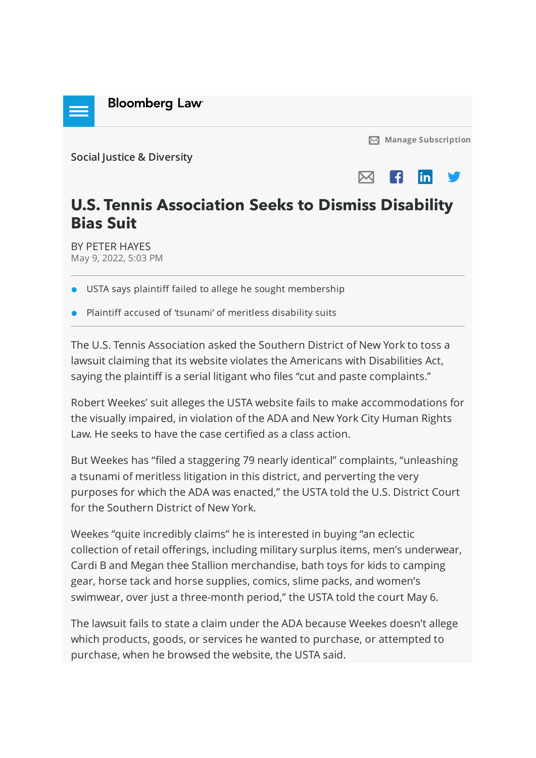Bloomberg Law

Manage Subscription

Social Justice & Diversity

# U.S. Tennis Association Seeks to Dismiss Disability Bias Suit

BY PETER HAYES
May 9, 2022, 5:03 PM

- USTA says plaintiff failed to allege he sought membership
- Plaintiff accused of 'tsunami' of meritless disability suits

The U.S. Tennis Association asked the Southern District of New York to toss a lawsuit claiming that its website violates the Americans with Disabilities Act, saying the plaintiff is a serial litigant who files "cut and paste complaints."

Robert Weekes' suit alleges the USTA website fails to make accommodations for the visually impaired, in violation of the ADA and New York City Human Rights Law. He seeks to have the case certified as a class action.

But Weekes has "filed a staggering 79 nearly identical" complaints, "unleashing a tsunami of meritless litigation in this district, and perverting the very purposes for which the ADA was enacted," the USTA told the U.S. District Court for the Southern District of New York.

Weekes "quite incredibly claims" he is interested in buying "an eclectic collection of retail offerings, including military surplus items, men's underwear, Cardi B and Megan thee Stallion merchandise, bath toys for kids to camping gear, horse tack and horse supplies, comics, slime packs, and women's swimwear, over just a three-month period," the USTA told the court May 6.

The lawsuit fails to state a claim under the ADA because Weekes doesn't allege which products, goods, or services he wanted to purchase, or attempted to purchase, when he browsed the website, the USTA said.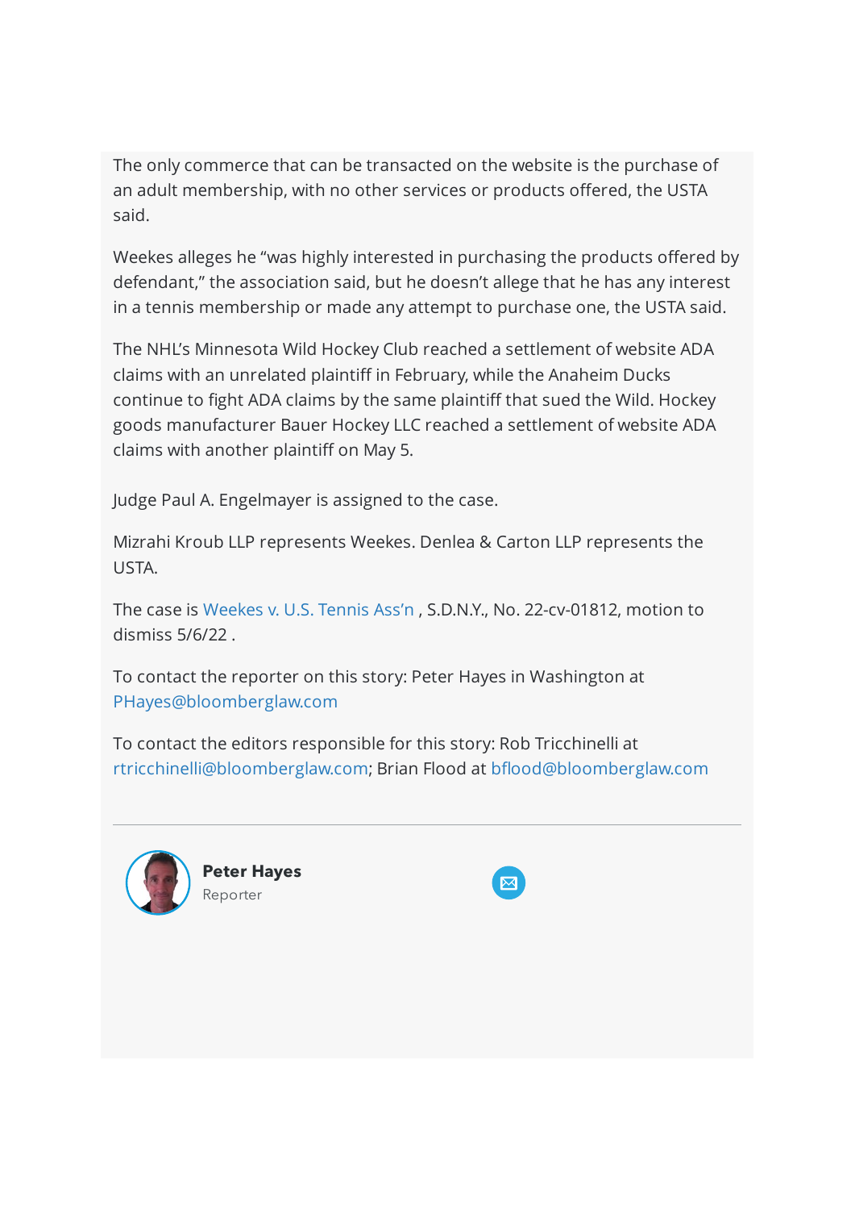The only commerce that can be transacted on the website is the purchase of an adult membership, with no other services or products offered, the USTA said.

Weekes alleges he "was highly interested in purchasing the products offered by defendant," the association said, but he doesn't allege that he has any interest in a tennis membership or made any attempt to purchase one, the USTA said.

The NHL's Minnesota Wild Hockey Club reached a settlement of website ADA claims with an unrelated plaintiff in February, while the Anaheim Ducks continue to fight ADA claims by the same plaintiff that sued the Wild. Hockey goods manufacturer Bauer Hockey LLC reached a settlement of website ADA claims with another plaintiff on May 5.

Judge Paul A. Engelmayer is assigned to the case.

Mizrahi Kroub LLP represents Weekes. Denlea & Carton LLP represents the USTA.

The case is Weekes v. U.S. Tennis Ass'n , S.D.N.Y., No. 22-cv-01812, motion to dismiss 5/6/22 .

To contact the reporter on this story: Peter Hayes in Washington at PHayes@bloomberglaw.com

To contact the editors responsible for this story: Rob Tricchinelli at rtricchinelli@bloomberglaw.com; Brian Flood at bflood@bloomberglaw.com

---

**Peter Hayes**
Reporter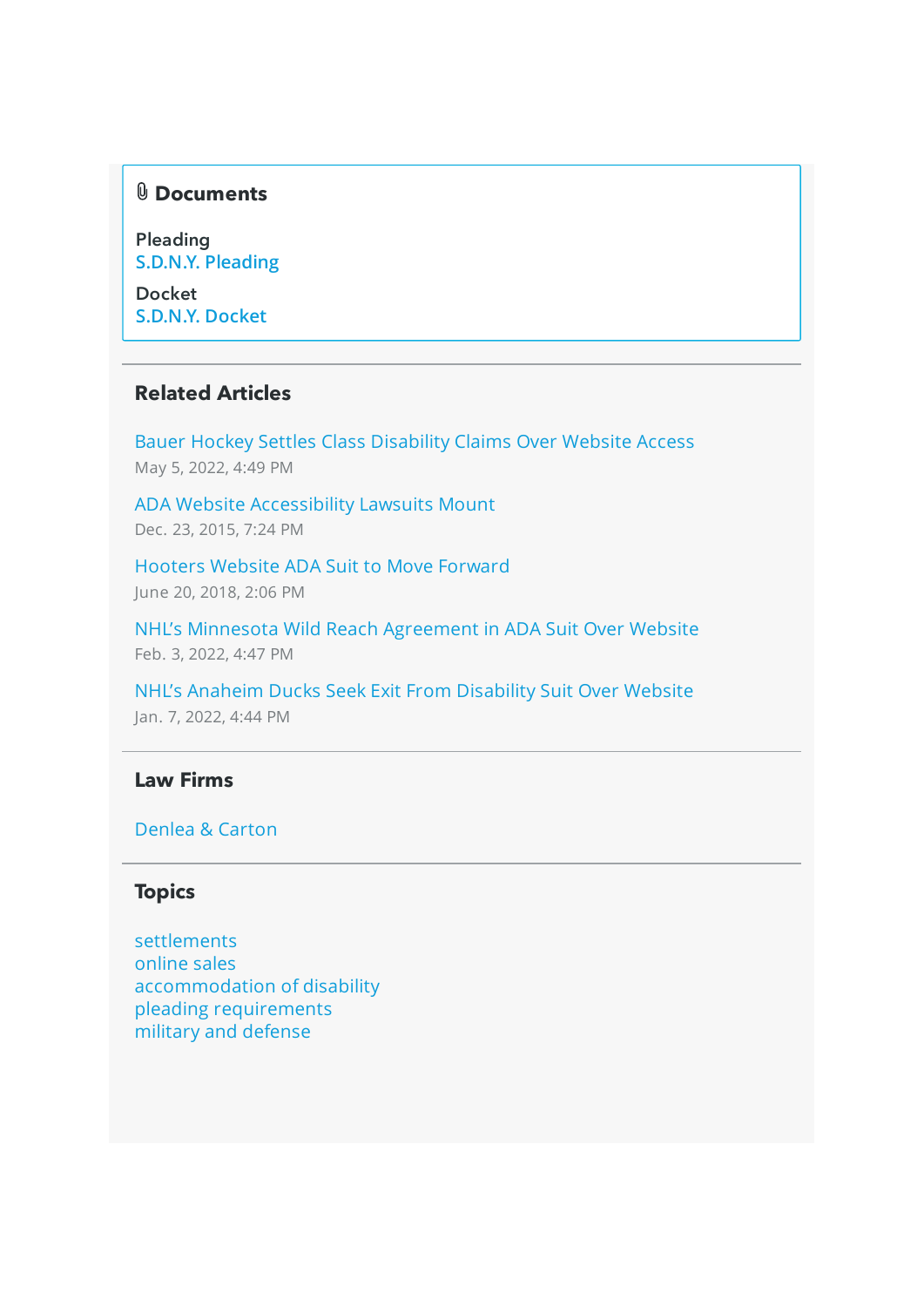## Documents

Pleading
S.D.N.Y. Pleading

Docket
S.D.N.Y. Docket

## Related Articles

Bauer Hockey Settles Class Disability Claims Over Website Access
May 5, 2022, 4:49 PM

ADA Website Accessibility Lawsuits Mount
Dec. 23, 2015, 7:24 PM

Hooters Website ADA Suit to Move Forward
June 20, 2018, 2:06 PM

NHL's Minnesota Wild Reach Agreement in ADA Suit Over Website
Feb. 3, 2022, 4:47 PM

NHL's Anaheim Ducks Seek Exit From Disability Suit Over Website
Jan. 7, 2022, 4:44 PM

## Law Firms

Denlea & Carton

## Topics

settlements
online sales
accommodation of disability
pleading requirements
military and defense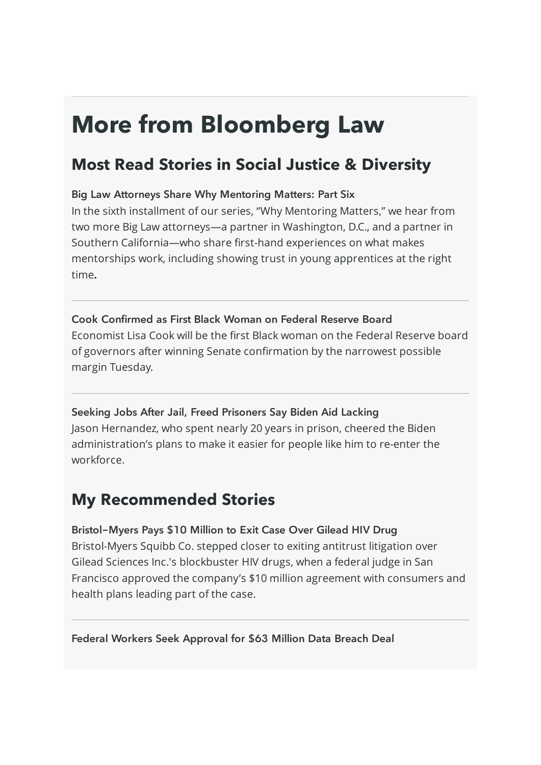# More from Bloomberg Law

## Most Read Stories in Social Justice & Diversity

**Big Law Attorneys Share Why Mentoring Matters: Part Six**

In the sixth installment of our series, "Why Mentoring Matters," we hear from two more Big Law attorneys—a partner in Washington, D.C., and a partner in Southern California—who share first-hand experiences on what makes mentorships work, including showing trust in young apprentices at the right time.

---

**Cook Confirmed as First Black Woman on Federal Reserve Board**

Economist Lisa Cook will be the first Black woman on the Federal Reserve board of governors after winning Senate confirmation by the narrowest possible margin Tuesday.

---

**Seeking Jobs After Jail, Freed Prisoners Say Biden Aid Lacking**

Jason Hernandez, who spent nearly 20 years in prison, cheered the Biden administration's plans to make it easier for people like him to re-enter the workforce.

## My Recommended Stories

**Bristol-Myers Pays $10 Million to Exit Case Over Gilead HIV Drug**

Bristol-Myers Squibb Co. stepped closer to exiting antitrust litigation over Gilead Sciences Inc.'s blockbuster HIV drugs, when a federal judge in San Francisco approved the company's $10 million agreement with consumers and health plans leading part of the case.

---

**Federal Workers Seek Approval for $63 Million Data Breach Deal**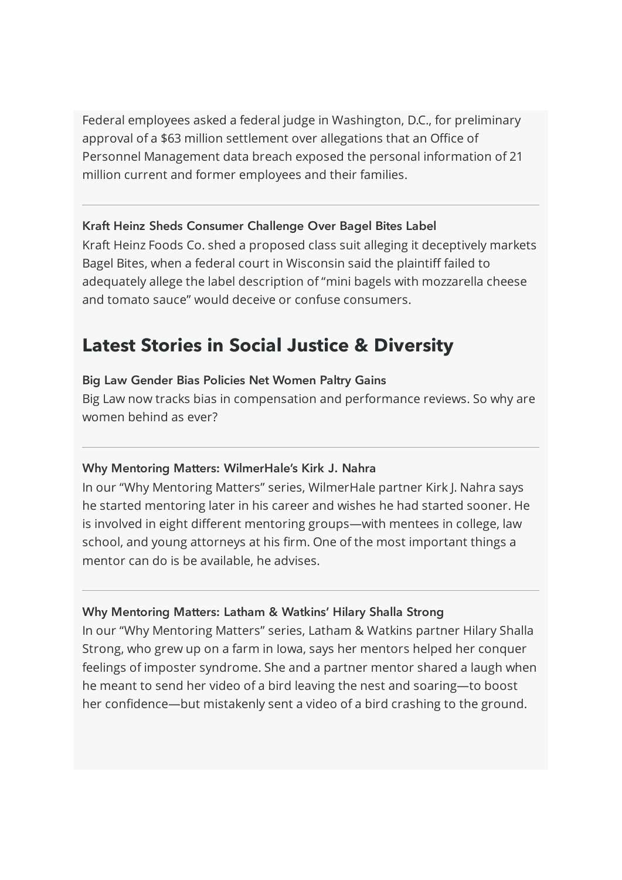Federal employees asked a federal judge in Washington, D.C., for preliminary approval of a $63 million settlement over allegations that an Office of Personnel Management data breach exposed the personal information of 21 million current and former employees and their families.

---

### Kraft Heinz Sheds Consumer Challenge Over Bagel Bites Label

Kraft Heinz Foods Co. shed a proposed class suit alleging it deceptively markets Bagel Bites, when a federal court in Wisconsin said the plaintiff failed to adequately allege the label description of "mini bagels with mozzarella cheese and tomato sauce" would deceive or confuse consumers.

## Latest Stories in Social Justice & Diversity

### Big Law Gender Bias Policies Net Women Paltry Gains

Big Law now tracks bias in compensation and performance reviews. So why are women behind as ever?

---

### Why Mentoring Matters: WilmerHale's Kirk J. Nahra

In our "Why Mentoring Matters" series, WilmerHale partner Kirk J. Nahra says he started mentoring later in his career and wishes he had started sooner. He is involved in eight different mentoring groups—with mentees in college, law school, and young attorneys at his firm. One of the most important things a mentor can do is be available, he advises.

---

### Why Mentoring Matters: Latham & Watkins' Hilary Shalla Strong

In our "Why Mentoring Matters" series, Latham & Watkins partner Hilary Shalla Strong, who grew up on a farm in Iowa, says her mentors helped her conquer feelings of imposter syndrome. She and a partner mentor shared a laugh when he meant to send her video of a bird leaving the nest and soaring—to boost her confidence—but mistakenly sent a video of a bird crashing to the ground.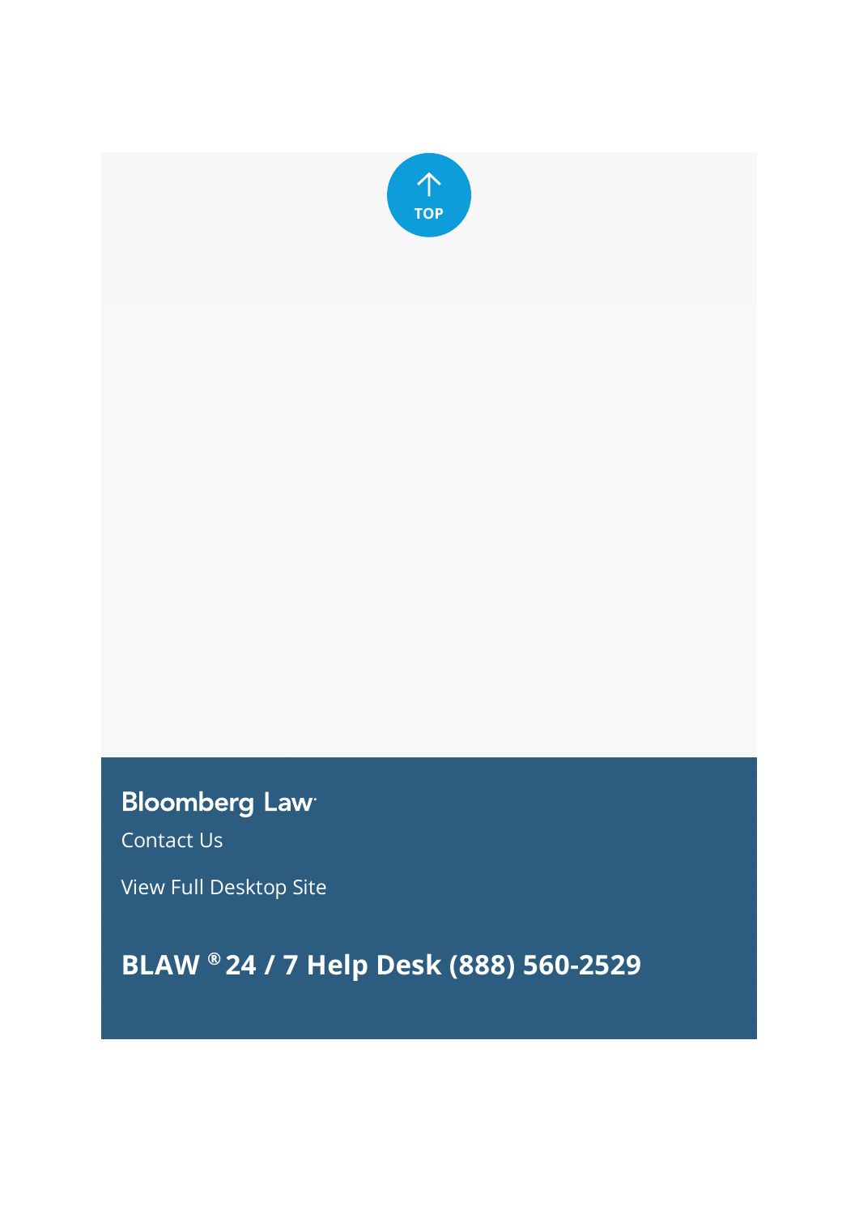TOP

Bloomberg Law

Contact Us

View Full Desktop Site

**BLAW ® 24 / 7 Help Desk (888) 560-2529**